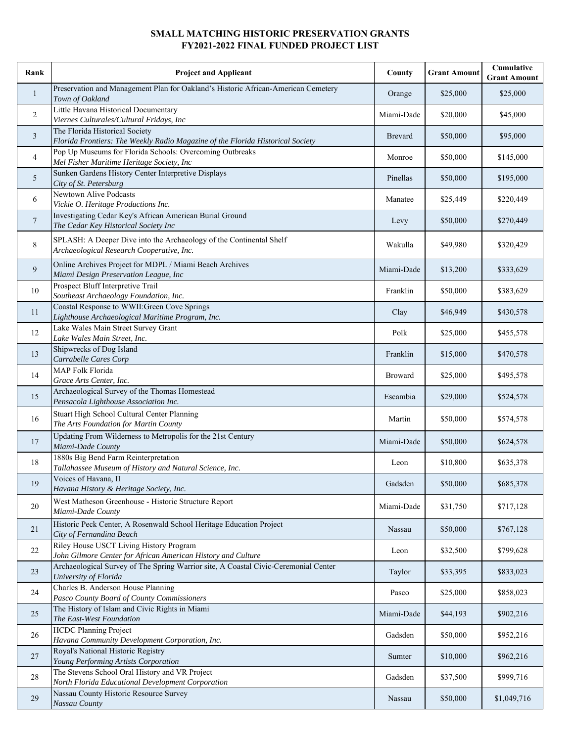# SMALL MATCHING HISTORIC PRESERVATION GRANTS
## FY2021-2022 FINAL FUNDED PROJECT LIST

| Rank | Project and Applicant | County | Grant Amount | Cumulative Grant Amount |
|---|---|---|---|---|
| 1 | Preservation and Management Plan for Oakland's Historic African-American Cemetery *Town of Oakland* | Orange | $25,000 | $25,000 |
| 2 | Little Havana Historical Documentary *Viernes Culturales/Cultural Fridays, Inc* | Miami-Dade | $20,000 | $45,000 |
| 3 | The Florida Historical Society *Florida Frontiers: The Weekly Radio Magazine of the Florida Historical Society* | Brevard | $50,000 | $95,000 |
| 4 | Pop Up Museums for Florida Schools: Overcoming Outbreaks *Mel Fisher Maritime Heritage Society, Inc* | Monroe | $50,000 | $145,000 |
| 5 | Sunken Gardens History Center Interpretive Displays *City of St. Petersburg* | Pinellas | $50,000 | $195,000 |
| 6 | Newtown Alive Podcasts *Vickie O. Heritage Productions Inc.* | Manatee | $25,449 | $220,449 |
| 7 | Investigating Cedar Key's African American Burial Ground *The Cedar Key Historical Society Inc* | Levy | $50,000 | $270,449 |
| 8 | SPLASH: A Deeper Dive into the Archaeology of the Continental Shelf *Archaeological Research Cooperative, Inc.* | Wakulla | $49,980 | $320,429 |
| 9 | Online Archives Project for MDPL / Miami Beach Archives *Miami Design Preservation League, Inc* | Miami-Dade | $13,200 | $333,629 |
| 10 | Prospect Bluff Interpretive Trail *Southeast Archaeology Foundation, Inc.* | Franklin | $50,000 | $383,629 |
| 11 | Coastal Response to WWII:Green Cove Springs *Lighthouse Archaeological Maritime Program, Inc.* | Clay | $46,949 | $430,578 |
| 12 | Lake Wales Main Street Survey Grant *Lake Wales Main Street, Inc.* | Polk | $25,000 | $455,578 |
| 13 | Shipwrecks of Dog Island *Carrabelle Cares Corp* | Franklin | $15,000 | $470,578 |
| 14 | MAP Folk Florida *Grace Arts Center, Inc.* | Broward | $25,000 | $495,578 |
| 15 | Archaeological Survey of the Thomas Homestead *Pensacola Lighthouse Association Inc.* | Escambia | $29,000 | $524,578 |
| 16 | Stuart High School Cultural Center Planning *The Arts Foundation for Martin County* | Martin | $50,000 | $574,578 |
| 17 | Updating From Wilderness to Metropolis for the 21st Century *Miami-Dade County* | Miami-Dade | $50,000 | $624,578 |
| 18 | 1880s Big Bend Farm Reinterpretation *Tallahassee Museum of History and Natural Science, Inc.* | Leon | $10,800 | $635,378 |
| 19 | Voices of Havana, II *Havana History & Heritage Society, Inc.* | Gadsden | $50,000 | $685,378 |
| 20 | West Matheson Greenhouse - Historic Structure Report *Miami-Dade County* | Miami-Dade | $31,750 | $717,128 |
| 21 | Historic Peck Center, A Rosenwald School Heritage Education Project *City of Fernandina Beach* | Nassau | $50,000 | $767,128 |
| 22 | Riley House USCT Living History Program *John Gilmore Center for African American History and Culture* | Leon | $32,500 | $799,628 |
| 23 | Archaeological Survey of The Spring Warrior site, A Coastal Civic-Ceremonial Center *University of Florida* | Taylor | $33,395 | $833,023 |
| 24 | Charles B. Anderson House Planning *Pasco County Board of County Commissioners* | Pasco | $25,000 | $858,023 |
| 25 | The History of Islam and Civic Rights in Miami *The East-West Foundation* | Miami-Dade | $44,193 | $902,216 |
| 26 | HCDC Planning Project *Havana Community Development Corporation, Inc.* | Gadsden | $50,000 | $952,216 |
| 27 | Royal's National Historic Registry *Young Performing Artists Corporation* | Sumter | $10,000 | $962,216 |
| 28 | The Stevens School Oral History and VR Project *North Florida Educational Development Corporation* | Gadsden | $37,500 | $999,716 |
| 29 | Nassau County Historic Resource Survey *Nassau County* | Nassau | $50,000 | $1,049,716 |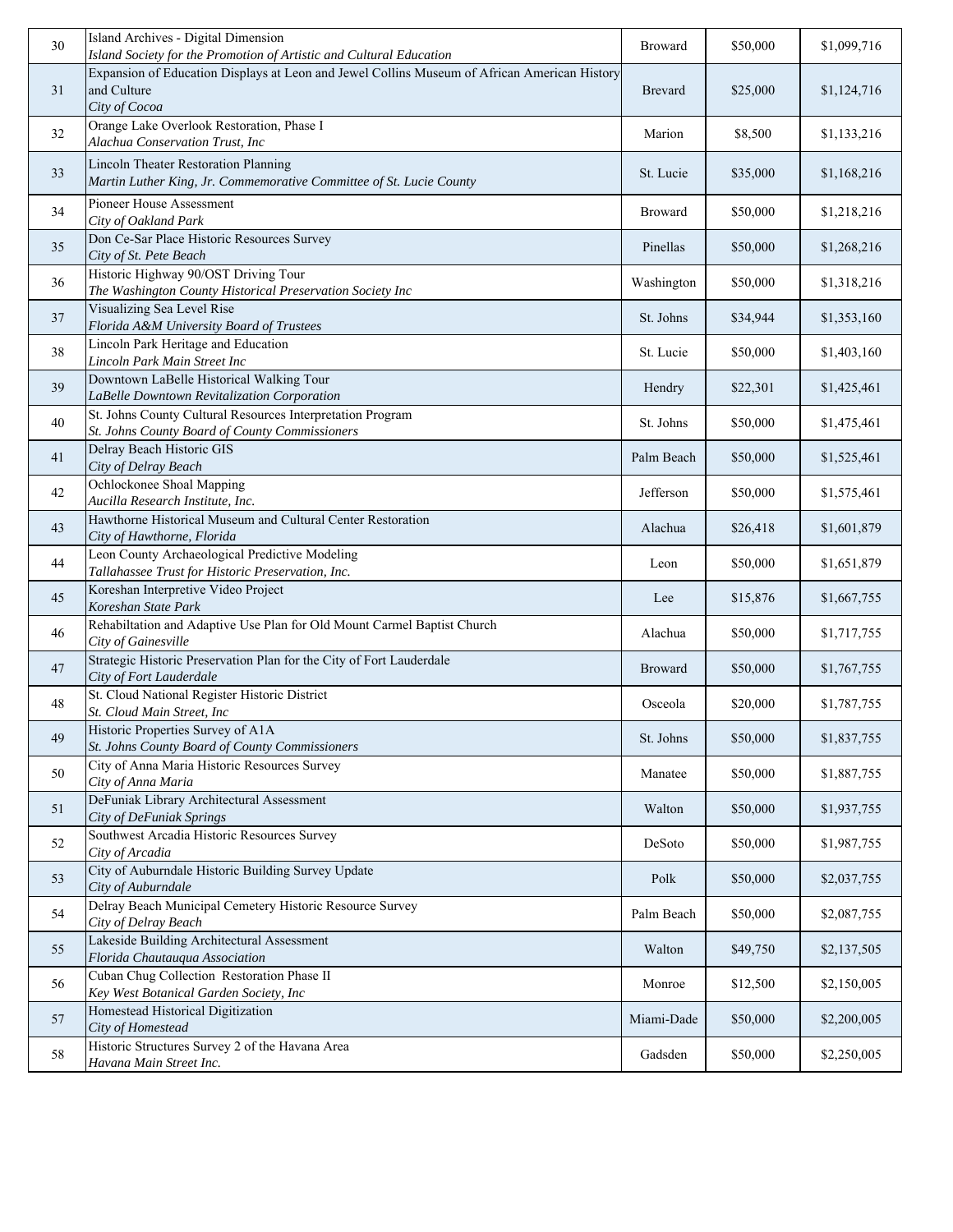| | | | | |
|---|---|---|---|---|
| 30 | Island Archives - Digital Dimension<br>*Island Society for the Promotion of Artistic and Cultural Education* | Broward | \$50,000 | \$1,099,716 |
| 31 | Expansion of Education Displays at Leon and Jewel Collins Museum of African American History and Culture<br>*City of Cocoa* | Brevard | \$25,000 | \$1,124,716 |
| 32 | Orange Lake Overlook Restoration, Phase I<br>*Alachua Conservation Trust, Inc* | Marion | \$8,500 | \$1,133,216 |
| 33 | Lincoln Theater Restoration Planning<br>*Martin Luther King, Jr. Commemorative Committee of St. Lucie County* | St. Lucie | \$35,000 | \$1,168,216 |
| 34 | Pioneer House Assessment<br>*City of Oakland Park* | Broward | \$50,000 | \$1,218,216 |
| 35 | Don Ce-Sar Place Historic Resources Survey<br>*City of St. Pete Beach* | Pinellas | \$50,000 | \$1,268,216 |
| 36 | Historic Highway 90/OST Driving Tour<br>*The Washington County Historical Preservation Society Inc* | Washington | \$50,000 | \$1,318,216 |
| 37 | Visualizing Sea Level Rise<br>*Florida A&M University Board of Trustees* | St. Johns | \$34,944 | \$1,353,160 |
| 38 | Lincoln Park Heritage and Education<br>*Lincoln Park Main Street Inc* | St. Lucie | \$50,000 | \$1,403,160 |
| 39 | Downtown LaBelle Historical Walking Tour<br>*LaBelle Downtown Revitalization Corporation* | Hendry | \$22,301 | \$1,425,461 |
| 40 | St. Johns County Cultural Resources Interpretation Program<br>*St. Johns County Board of County Commissioners* | St. Johns | \$50,000 | \$1,475,461 |
| 41 | Delray Beach Historic GIS<br>*City of Delray Beach* | Palm Beach | \$50,000 | \$1,525,461 |
| 42 | Ochlockonee Shoal Mapping<br>*Aucilla Research Institute, Inc.* | Jefferson | \$50,000 | \$1,575,461 |
| 43 | Hawthorne Historical Museum and Cultural Center Restoration<br>*City of Hawthorne, Florida* | Alachua | \$26,418 | \$1,601,879 |
| 44 | Leon County Archaeological Predictive Modeling<br>*Tallahassee Trust for Historic Preservation, Inc.* | Leon | \$50,000 | \$1,651,879 |
| 45 | Koreshan Interpretive Video Project<br>*Koreshan State Park* | Lee | \$15,876 | \$1,667,755 |
| 46 | Rehabiltation and Adaptive Use Plan for Old Mount Carmel Baptist Church<br>*City of Gainesville* | Alachua | \$50,000 | \$1,717,755 |
| 47 | Strategic Historic Preservation Plan for the City of Fort Lauderdale<br>*City of Fort Lauderdale* | Broward | \$50,000 | \$1,767,755 |
| 48 | St. Cloud National Register Historic District<br>*St. Cloud Main Street, Inc* | Osceola | \$20,000 | \$1,787,755 |
| 49 | Historic Properties Survey of A1A<br>*St. Johns County Board of County Commissioners* | St. Johns | \$50,000 | \$1,837,755 |
| 50 | City of Anna Maria Historic Resources Survey<br>*City of Anna Maria* | Manatee | \$50,000 | \$1,887,755 |
| 51 | DeFuniak Library Architectural Assessment<br>*City of DeFuniak Springs* | Walton | \$50,000 | \$1,937,755 |
| 52 | Southwest Arcadia Historic Resources Survey<br>*City of Arcadia* | DeSoto | \$50,000 | \$1,987,755 |
| 53 | City of Auburndale Historic Building Survey Update<br>*City of Auburndale* | Polk | \$50,000 | \$2,037,755 |
| 54 | Delray Beach Municipal Cemetery Historic Resource Survey<br>*City of Delray Beach* | Palm Beach | \$50,000 | \$2,087,755 |
| 55 | Lakeside Building Architectural Assessment<br>*Florida Chautauqua Association* | Walton | \$49,750 | \$2,137,505 |
| 56 | Cuban Chug Collection Restoration Phase II<br>*Key West Botanical Garden Society, Inc* | Monroe | \$12,500 | \$2,150,005 |
| 57 | Homestead Historical Digitization<br>*City of Homestead* | Miami-Dade | \$50,000 | \$2,200,005 |
| 58 | Historic Structures Survey 2 of the Havana Area<br>*Havana Main Street Inc.* | Gadsden | \$50,000 | \$2,250,005 |